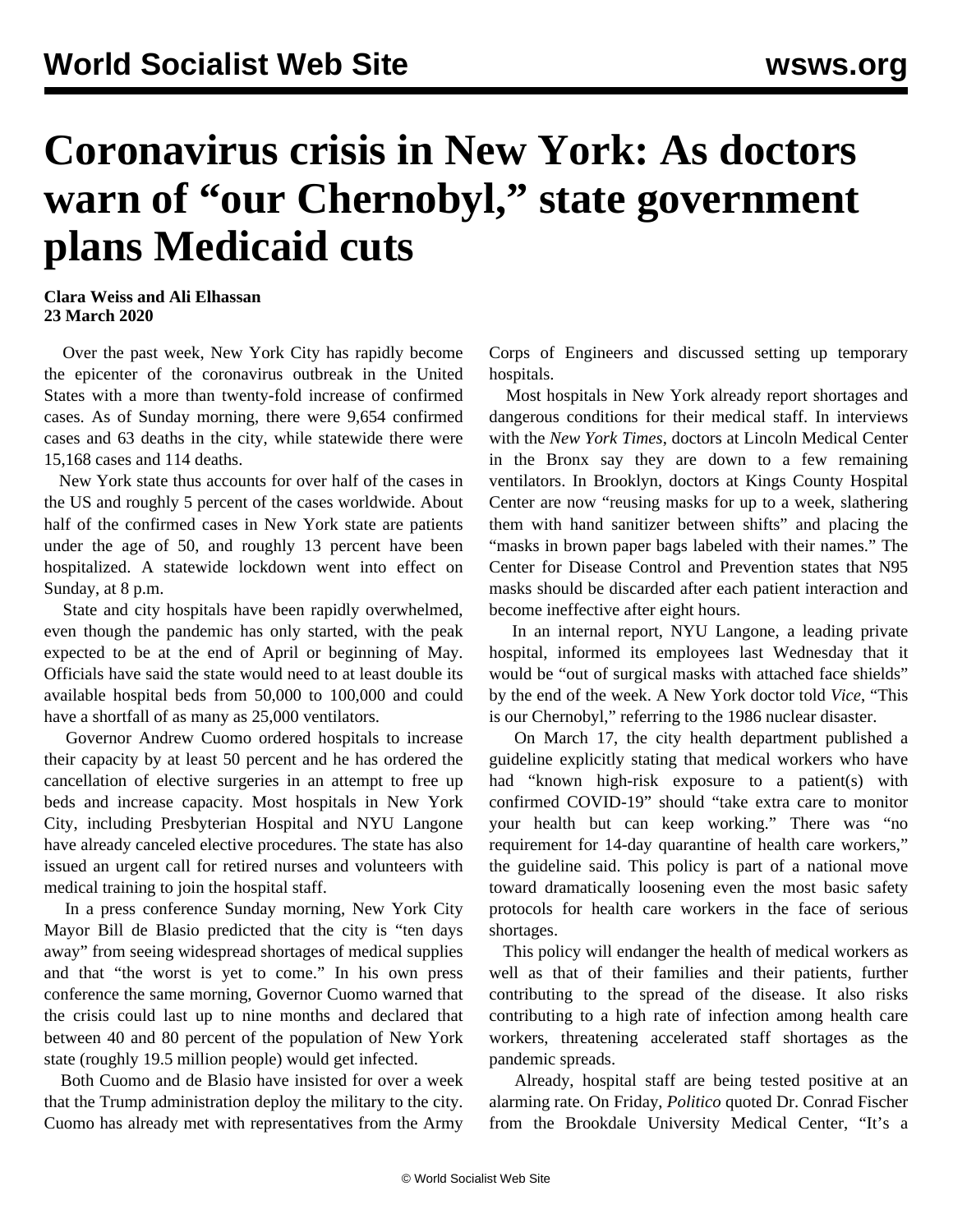# Coronavirus crisis in New York: As doctors warn of "our Chernobyl," state government plans Medicaid cuts

**Clara Weiss and Ali Elhassan**
**23 March 2020**

Over the past week, New York City has rapidly become the epicenter of the coronavirus outbreak in the United States with a more than twenty-fold increase of confirmed cases. As of Sunday morning, there were 9,654 confirmed cases and 63 deaths in the city, while statewide there were 15,168 cases and 114 deaths.

New York state thus accounts for over half of the cases in the US and roughly 5 percent of the cases worldwide. About half of the confirmed cases in New York state are patients under the age of 50, and roughly 13 percent have been hospitalized. A statewide lockdown went into effect on Sunday, at 8 p.m.

State and city hospitals have been rapidly overwhelmed, even though the pandemic has only started, with the peak expected to be at the end of April or beginning of May. Officials have said the state would need to at least double its available hospital beds from 50,000 to 100,000 and could have a shortfall of as many as 25,000 ventilators.

Governor Andrew Cuomo ordered hospitals to increase their capacity by at least 50 percent and he has ordered the cancellation of elective surgeries in an attempt to free up beds and increase capacity. Most hospitals in New York City, including Presbyterian Hospital and NYU Langone have already canceled elective procedures. The state has also issued an urgent call for retired nurses and volunteers with medical training to join the hospital staff.

In a press conference Sunday morning, New York City Mayor Bill de Blasio predicted that the city is "ten days away" from seeing widespread shortages of medical supplies and that "the worst is yet to come." In his own press conference the same morning, Governor Cuomo warned that the crisis could last up to nine months and declared that between 40 and 80 percent of the population of New York state (roughly 19.5 million people) would get infected.

Both Cuomo and de Blasio have insisted for over a week that the Trump administration deploy the military to the city. Cuomo has already met with representatives from the Army Corps of Engineers and discussed setting up temporary hospitals.

Most hospitals in New York already report shortages and dangerous conditions for their medical staff. In interviews with the *New York Times*, doctors at Lincoln Medical Center in the Bronx say they are down to a few remaining ventilators. In Brooklyn, doctors at Kings County Hospital Center are now "reusing masks for up to a week, slathering them with hand sanitizer between shifts" and placing the "masks in brown paper bags labeled with their names." The Center for Disease Control and Prevention states that N95 masks should be discarded after each patient interaction and become ineffective after eight hours.

In an internal report, NYU Langone, a leading private hospital, informed its employees last Wednesday that it would be "out of surgical masks with attached face shields" by the end of the week. A New York doctor told *Vice*, "This is our Chernobyl," referring to the 1986 nuclear disaster.

On March 17, the city health department published a guideline explicitly stating that medical workers who have had "known high-risk exposure to a patient(s) with confirmed COVID-19" should "take extra care to monitor your health but can keep working." There was "no requirement for 14-day quarantine of health care workers," the guideline said. This policy is part of a national move toward dramatically loosening even the most basic safety protocols for health care workers in the face of serious shortages.

This policy will endanger the health of medical workers as well as that of their families and their patients, further contributing to the spread of the disease. It also risks contributing to a high rate of infection among health care workers, threatening accelerated staff shortages as the pandemic spreads.

Already, hospital staff are being tested positive at an alarming rate. On Friday, *Politico* quoted Dr. Conrad Fischer from the Brookdale University Medical Center, "It's a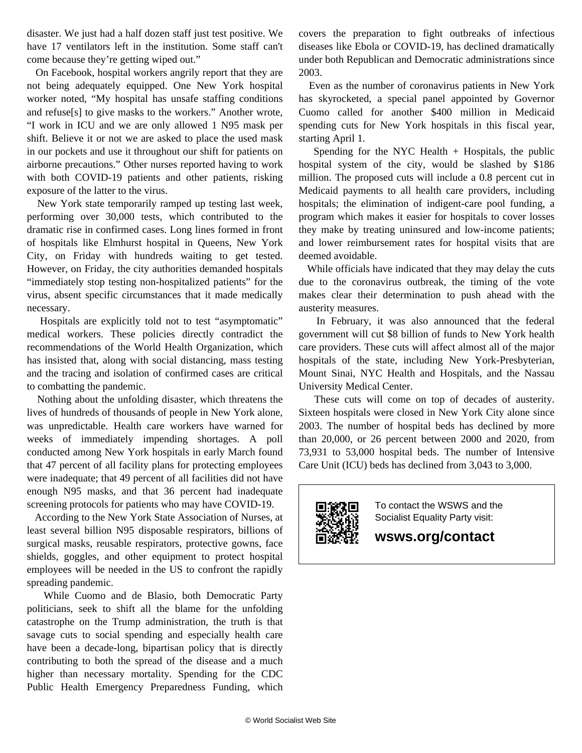disaster. We just had a half dozen staff just test positive. We have 17 ventilators left in the institution. Some staff can't come because they're getting wiped out."

On Facebook, hospital workers angrily report that they are not being adequately equipped. One New York hospital worker noted, "My hospital has unsafe staffing conditions and refuse[s] to give masks to the workers." Another wrote, "I work in ICU and we are only allowed 1 N95 mask per shift. Believe it or not we are asked to place the used mask in our pockets and use it throughout our shift for patients on airborne precautions." Other nurses reported having to work with both COVID-19 patients and other patients, risking exposure of the latter to the virus.

New York state temporarily ramped up testing last week, performing over 30,000 tests, which contributed to the dramatic rise in confirmed cases. Long lines formed in front of hospitals like Elmhurst hospital in Queens, New York City, on Friday with hundreds waiting to get tested. However, on Friday, the city authorities demanded hospitals "immediately stop testing non-hospitalized patients" for the virus, absent specific circumstances that it made medically necessary.

Hospitals are explicitly told not to test "asymptomatic" medical workers. These policies directly contradict the recommendations of the World Health Organization, which has insisted that, along with social distancing, mass testing and the tracing and isolation of confirmed cases are critical to combatting the pandemic.

Nothing about the unfolding disaster, which threatens the lives of hundreds of thousands of people in New York alone, was unpredictable. Health care workers have warned for weeks of immediately impending shortages. A poll conducted among New York hospitals in early March found that 47 percent of all facility plans for protecting employees were inadequate; that 49 percent of all facilities did not have enough N95 masks, and that 36 percent had inadequate screening protocols for patients who may have COVID-19.

According to the New York State Association of Nurses, at least several billion N95 disposable respirators, billions of surgical masks, reusable respirators, protective gowns, face shields, goggles, and other equipment to protect hospital employees will be needed in the US to confront the rapidly spreading pandemic.

While Cuomo and de Blasio, both Democratic Party politicians, seek to shift all the blame for the unfolding catastrophe on the Trump administration, the truth is that savage cuts to social spending and especially health care have been a decade-long, bipartisan policy that is directly contributing to both the spread of the disease and a much higher than necessary mortality. Spending for the CDC Public Health Emergency Preparedness Funding, which covers the preparation to fight outbreaks of infectious diseases like Ebola or COVID-19, has declined dramatically under both Republican and Democratic administrations since 2003.

Even as the number of coronavirus patients in New York has skyrocketed, a special panel appointed by Governor Cuomo called for another $400 million in Medicaid spending cuts for New York hospitals in this fiscal year, starting April 1.

Spending for the NYC Health + Hospitals, the public hospital system of the city, would be slashed by $186 million. The proposed cuts will include a 0.8 percent cut in Medicaid payments to all health care providers, including hospitals; the elimination of indigent-care pool funding, a program which makes it easier for hospitals to cover losses they make by treating uninsured and low-income patients; and lower reimbursement rates for hospital visits that are deemed avoidable.

While officials have indicated that they may delay the cuts due to the coronavirus outbreak, the timing of the vote makes clear their determination to push ahead with the austerity measures.

In February, it was also announced that the federal government will cut $8 billion of funds to New York health care providers. These cuts will affect almost all of the major hospitals of the state, including New York-Presbyterian, Mount Sinai, NYC Health and Hospitals, and the Nassau University Medical Center.

These cuts will come on top of decades of austerity. Sixteen hospitals were closed in New York City alone since 2003. The number of hospital beds has declined by more than 20,000, or 26 percent between 2000 and 2020, from 73,931 to 53,000 hospital beds. The number of Intensive Care Unit (ICU) beds has declined from 3,043 to 3,000.

To contact the WSWS and the Socialist Equality Party visit:

**wsws.org/contact**